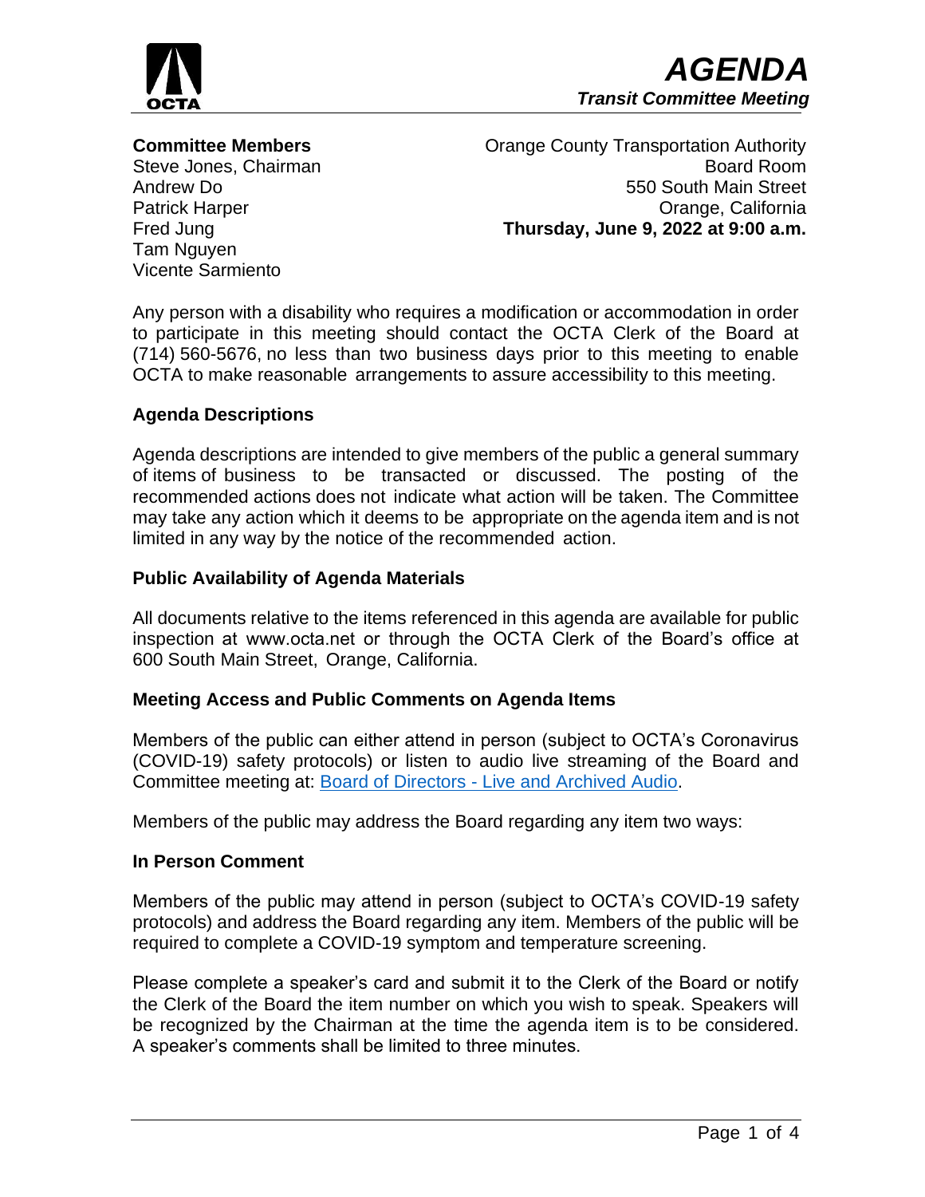# AGENDA

## *Transit Committee Meeting*

**Committee Members**
Steve Jones, Chairman
Andrew Do
Patrick Harper
Fred Jung
Tam Nguyen
Vicente Sarmiento

Orange County Transportation Authority
Board Room
550 South Main Street
Orange, California
**Thursday, June 9, 2022 at 9:00 a.m.**

Any person with a disability who requires a modification or accommodation in order to participate in this meeting should contact the OCTA Clerk of the Board at (714) 560-5676, no less than two business days prior to this meeting to enable OCTA to make reasonable arrangements to assure accessibility to this meeting.

### Agenda Descriptions

Agenda descriptions are intended to give members of the public a general summary of items of business to be transacted or discussed. The posting of the recommended actions does not indicate what action will be taken. The Committee may take any action which it deems to be appropriate on the agenda item and is not limited in any way by the notice of the recommended action.

### Public Availability of Agenda Materials

All documents relative to the items referenced in this agenda are available for public inspection at www.octa.net or through the OCTA Clerk of the Board's office at 600 South Main Street, Orange, California.

### Meeting Access and Public Comments on Agenda Items

Members of the public can either attend in person (subject to OCTA's Coronavirus (COVID-19) safety protocols) or listen to audio live streaming of the Board and Committee meeting at: Board of Directors - Live and Archived Audio.

Members of the public may address the Board regarding any item two ways:

### In Person Comment

Members of the public may attend in person (subject to OCTA's COVID-19 safety protocols) and address the Board regarding any item. Members of the public will be required to complete a COVID-19 symptom and temperature screening.

Please complete a speaker's card and submit it to the Clerk of the Board or notify the Clerk of the Board the item number on which you wish to speak. Speakers will be recognized by the Chairman at the time the agenda item is to be considered. A speaker's comments shall be limited to three minutes.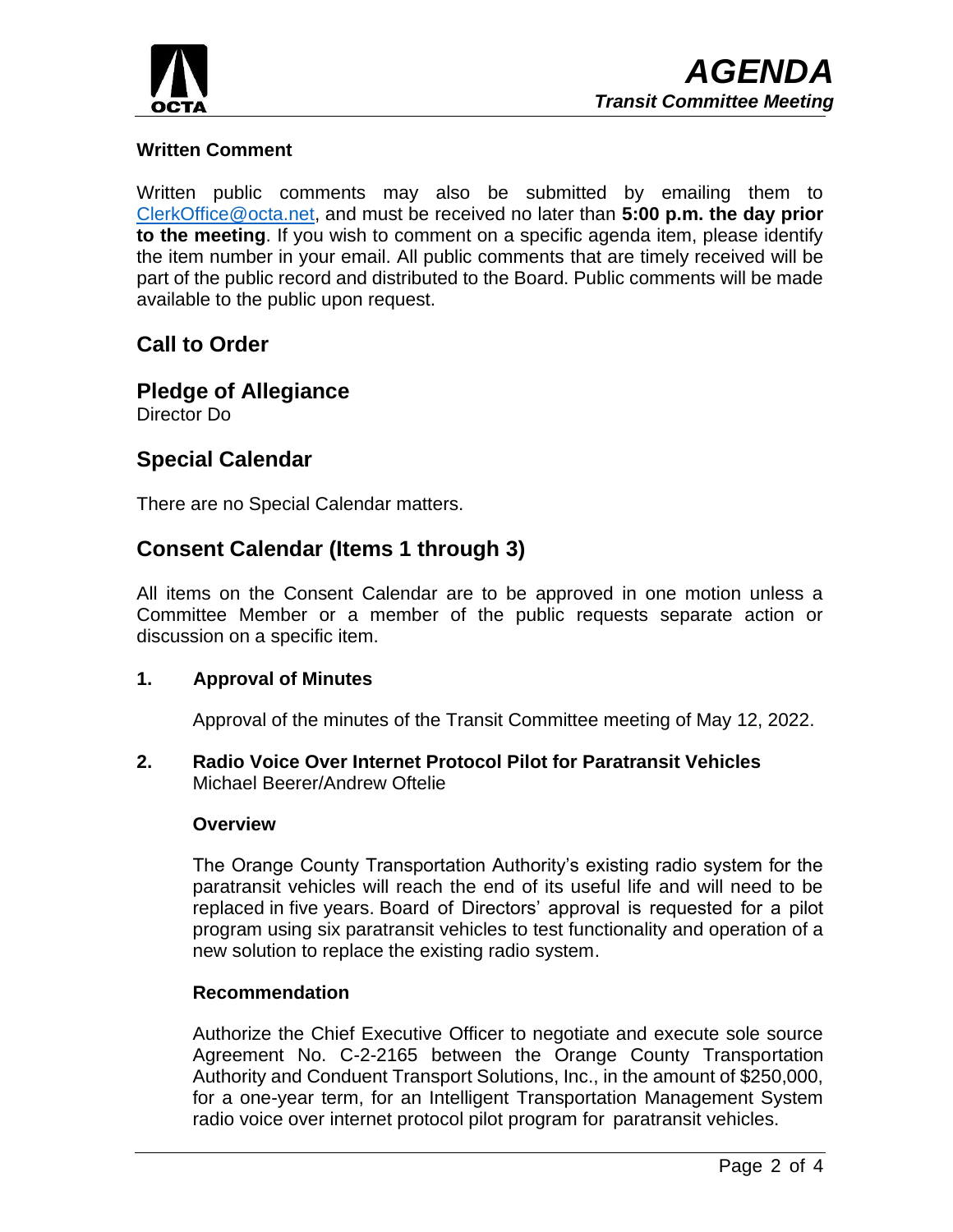**Written Comment**

Written public comments may also be submitted by emailing them to ClerkOffice@octa.net, and must be received no later than **5:00 p.m. the day prior to the meeting**. If you wish to comment on a specific agenda item, please identify the item number in your email. All public comments that are timely received will be part of the public record and distributed to the Board. Public comments will be made available to the public upon request.

## Call to Order

## Pledge of Allegiance

Director Do

## Special Calendar

There are no Special Calendar matters.

## Consent Calendar (Items 1 through 3)

All items on the Consent Calendar are to be approved in one motion unless a Committee Member or a member of the public requests separate action or discussion on a specific item.

**1. Approval of Minutes**

Approval of the minutes of the Transit Committee meeting of May 12, 2022.

**2. Radio Voice Over Internet Protocol Pilot for Paratransit Vehicles**
Michael Beerer/Andrew Oftelie

**Overview**

The Orange County Transportation Authority's existing radio system for the paratransit vehicles will reach the end of its useful life and will need to be replaced in five years. Board of Directors' approval is requested for a pilot program using six paratransit vehicles to test functionality and operation of a new solution to replace the existing radio system.

**Recommendation**

Authorize the Chief Executive Officer to negotiate and execute sole source Agreement No. C-2-2165 between the Orange County Transportation Authority and Conduent Transport Solutions, Inc., in the amount of $250,000, for a one-year term, for an Intelligent Transportation Management System radio voice over internet protocol pilot program for paratransit vehicles.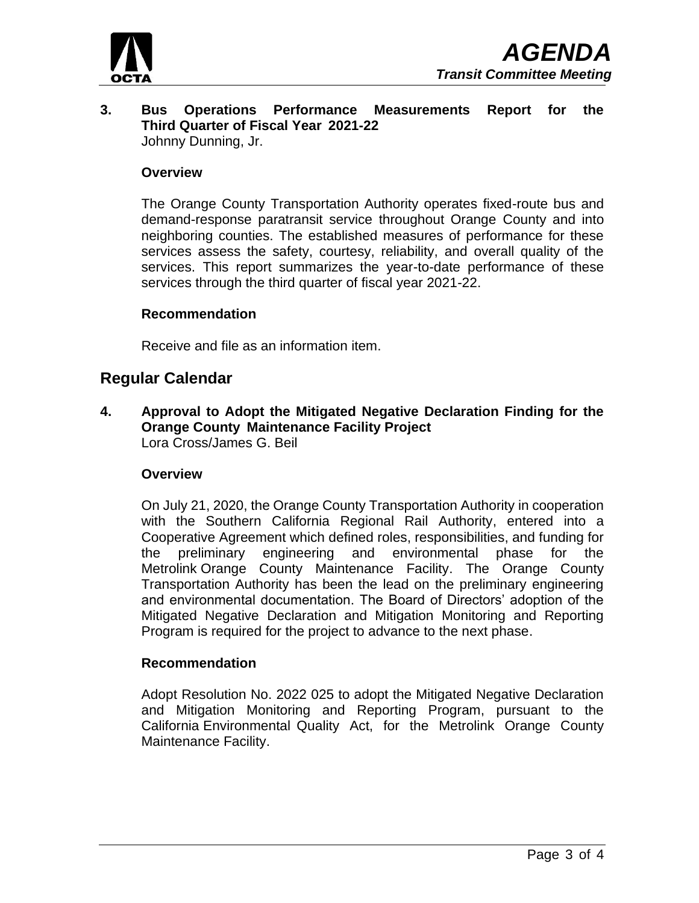**3. Bus Operations Performance Measurements Report for the Third Quarter of Fiscal Year 2021-22**
Johnny Dunning, Jr.

**Overview**

The Orange County Transportation Authority operates fixed-route bus and demand-response paratransit service throughout Orange County and into neighboring counties. The established measures of performance for these services assess the safety, courtesy, reliability, and overall quality of the services. This report summarizes the year-to-date performance of these services through the third quarter of fiscal year 2021-22.

**Recommendation**

Receive and file as an information item.

## Regular Calendar

**4. Approval to Adopt the Mitigated Negative Declaration Finding for the Orange County Maintenance Facility Project**
Lora Cross/James G. Beil

**Overview**

On July 21, 2020, the Orange County Transportation Authority in cooperation with the Southern California Regional Rail Authority, entered into a Cooperative Agreement which defined roles, responsibilities, and funding for the preliminary engineering and environmental phase for the Metrolink Orange County Maintenance Facility. The Orange County Transportation Authority has been the lead on the preliminary engineering and environmental documentation. The Board of Directors' adoption of the Mitigated Negative Declaration and Mitigation Monitoring and Reporting Program is required for the project to advance to the next phase.

**Recommendation**

Adopt Resolution No. 2022 025 to adopt the Mitigated Negative Declaration and Mitigation Monitoring and Reporting Program, pursuant to the California Environmental Quality Act, for the Metrolink Orange County Maintenance Facility.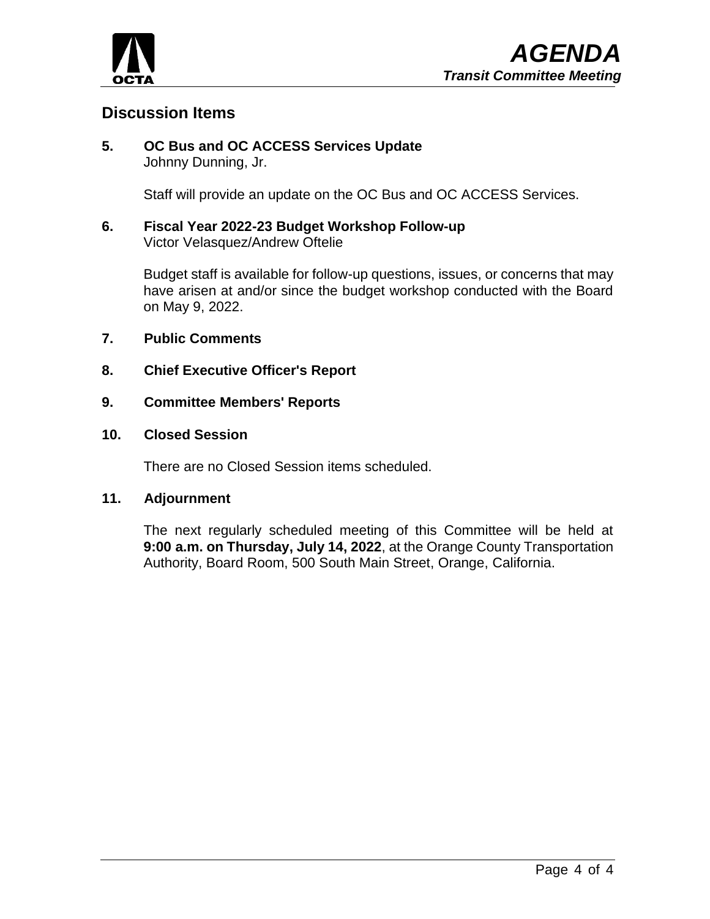## Discussion Items

**5. OC Bus and OC ACCESS Services Update**
Johnny Dunning, Jr.

Staff will provide an update on the OC Bus and OC ACCESS Services.

**6. Fiscal Year 2022-23 Budget Workshop Follow-up**
Victor Velasquez/Andrew Oftelie

Budget staff is available for follow-up questions, issues, or concerns that may have arisen at and/or since the budget workshop conducted with the Board on May 9, 2022.

**7. Public Comments**

**8. Chief Executive Officer's Report**

**9. Committee Members' Reports**

**10. Closed Session**

There are no Closed Session items scheduled.

**11. Adjournment**

The next regularly scheduled meeting of this Committee will be held at **9:00 a.m. on Thursday, July 14, 2022**, at the Orange County Transportation Authority, Board Room, 500 South Main Street, Orange, California.